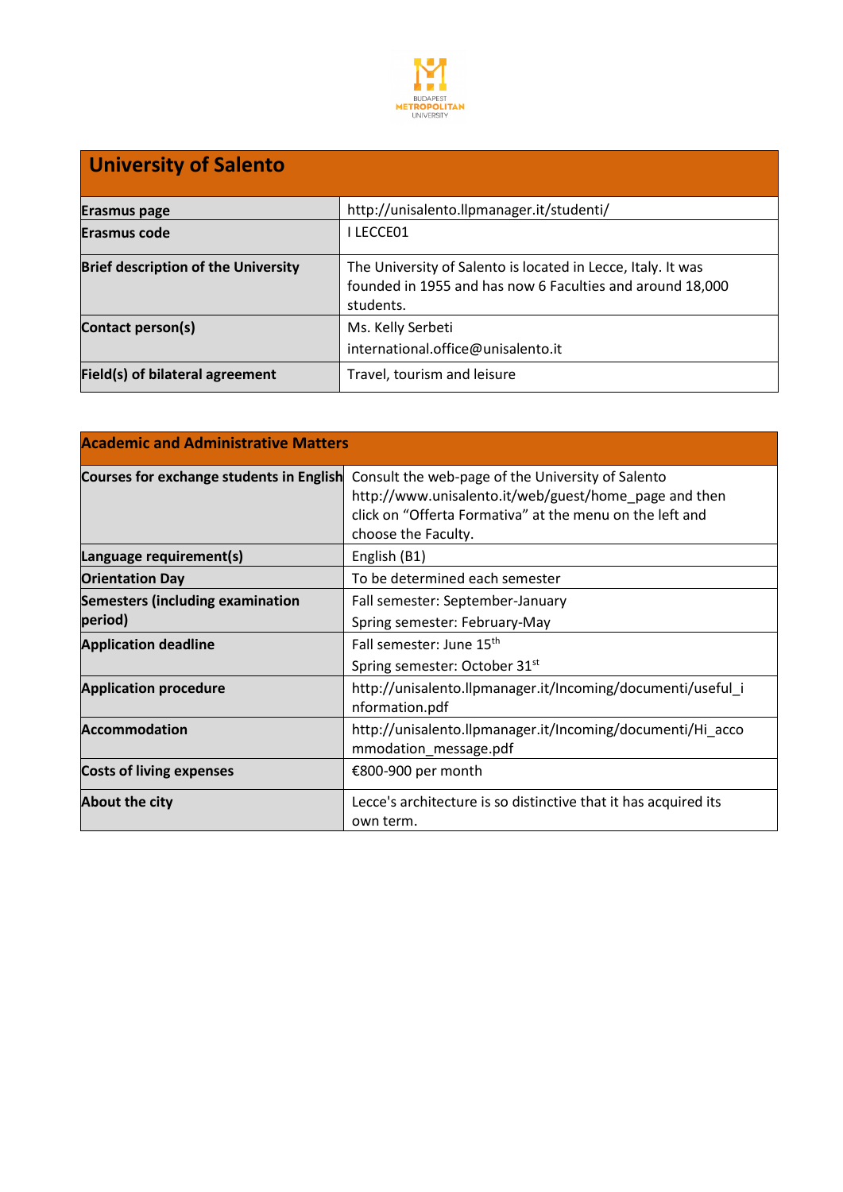BUDAPEST METROPOLITAN UNIVERSITY

| University of Salento | |
|---|---|
| **Erasmus page** | http://unisalento.llpmanager.it/studenti/ |
| **Erasmus code** | I LECCE01 |
| **Brief description of the University** | The University of Salento is located in Lecce, Italy. It was founded in 1955 and has now 6 Faculties and around 18,000 students. |
| **Contact person(s)** | Ms. Kelly Serbeti<br>international.office@unisalento.it |
| **Field(s) of bilateral agreement** | Travel, tourism and leisure |

| Academic and Administrative Matters | |
|---|---|
| **Courses for exchange students in English** | Consult the web-page of the University of Salento http://www.unisalento.it/web/guest/home_page and then click on "Offerta Formativa" at the menu on the left and choose the Faculty. |
| **Language requirement(s)** | English (B1) |
| **Orientation Day** | To be determined each semester |
| **Semesters (including examination period)** | Fall semester: September-January<br>Spring semester: February-May |
| **Application deadline** | Fall semester: June 15th<br>Spring semester: October 31st |
| **Application procedure** | http://unisalento.llpmanager.it/Incoming/documenti/useful_information.pdf |
| **Accommodation** | http://unisalento.llpmanager.it/Incoming/documenti/Hi_accommodation_message.pdf |
| **Costs of living expenses** | €800-900 per month |
| **About the city** | Lecce's architecture is so distinctive that it has acquired its own term. |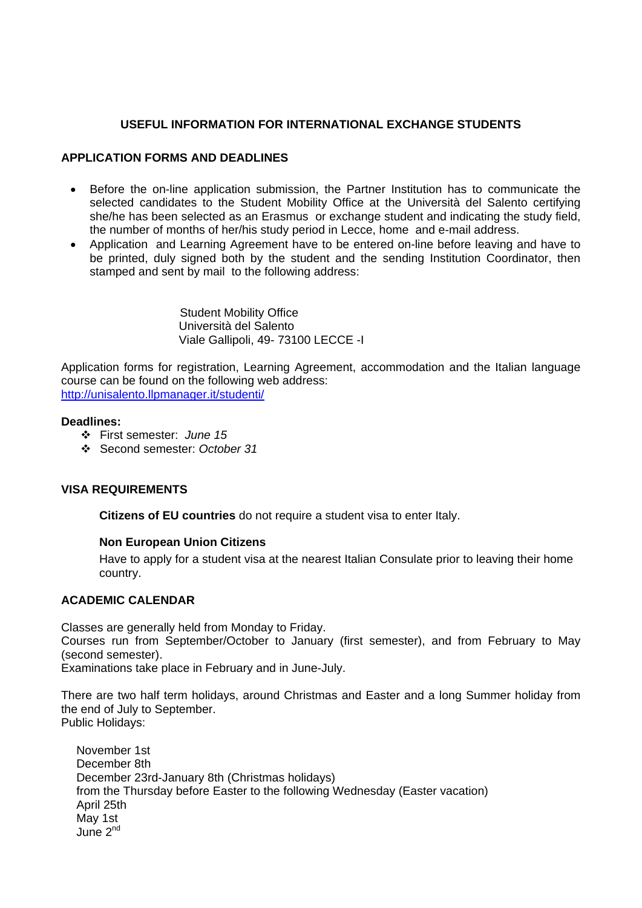## USEFUL INFORMATION FOR INTERNATIONAL EXCHANGE STUDENTS

### APPLICATION FORMS AND DEADLINES

- Before the on-line application submission, the Partner Institution has to communicate the selected candidates to the Student Mobility Office at the Università del Salento certifying she/he has been selected as an Erasmus or exchange student and indicating the study field, the number of months of her/his study period in Lecce, home and e-mail address.
- Application and Learning Agreement have to be entered on-line before leaving and have to be printed, duly signed both by the student and the sending Institution Coordinator, then stamped and sent by mail to the following address:

Student Mobility Office
Università del Salento
Viale Gallipoli, 49- 73100 LECCE -I

Application forms for registration, Learning Agreement, accommodation and the Italian language course can be found on the following web address:
http://unisalento.llpmanager.it/studenti/

**Deadlines:**

- First semester: *June 15*
- Second semester: *October 31*

### VISA REQUIREMENTS

**Citizens of EU countries** do not require a student visa to enter Italy.

**Non European Union Citizens**

Have to apply for a student visa at the nearest Italian Consulate prior to leaving their home country.

### ACADEMIC CALENDAR

Classes are generally held from Monday to Friday.
Courses run from September/October to January (first semester), and from February to May (second semester).
Examinations take place in February and in June-July.

There are two half term holidays, around Christmas and Easter and a long Summer holiday from the end of July to September.
Public Holidays:

November 1st
December 8th
December 23rd-January 8th (Christmas holidays)
from the Thursday before Easter to the following Wednesday (Easter vacation)
April 25th
May 1st
June 2nd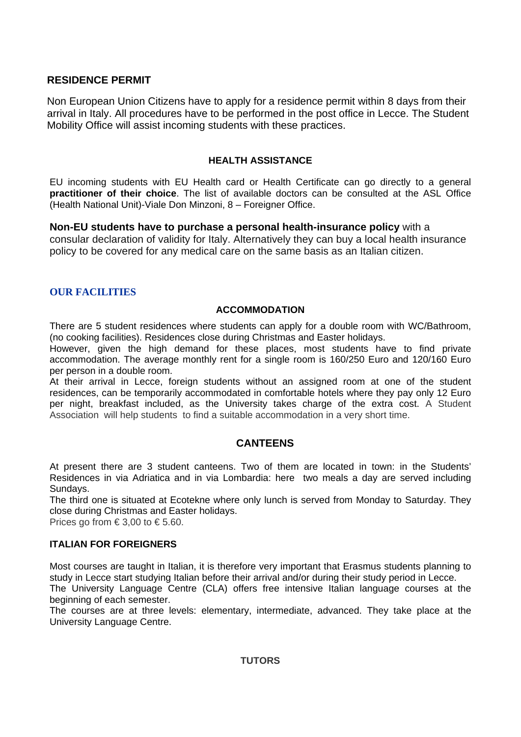## RESIDENCE PERMIT

Non European Union Citizens have to apply for a residence permit within 8 days from their arrival in Italy. All procedures have to be performed in the post office in Lecce. The Student Mobility Office will assist incoming students with these practices.

### HEALTH ASSISTANCE

EU incoming students with EU Health card or Health Certificate can go directly to a general **practitioner of their choice**. The list of available doctors can be consulted at the ASL Office (Health National Unit)-Viale Don Minzoni, 8 – Foreigner Office.

**Non-EU students have to purchase a personal health-insurance policy** with a consular declaration of validity for Italy. Alternatively they can buy a local health insurance policy to be covered for any medical care on the same basis as an Italian citizen.

## OUR FACILITIES

### ACCOMMODATION

There are 5 student residences where students can apply for a double room with WC/Bathroom, (no cooking facilities). Residences close during Christmas and Easter holidays.
However, given the high demand for these places, most students have to find private accommodation. The average monthly rent for a single room is 160/250 Euro and 120/160 Euro per person in a double room.
At their arrival in Lecce, foreign students without an assigned room at one of the student residences, can be temporarily accommodated in comfortable hotels where they pay only 12 Euro per night, breakfast included, as the University takes charge of the extra cost. A Student Association will help students to find a suitable accommodation in a very short time.

### CANTEENS

At present there are 3 student canteens. Two of them are located in town: in the Students' Residences in via Adriatica and in via Lombardia: here two meals a day are served including Sundays.
The third one is situated at Ecotekne where only lunch is served from Monday to Saturday. They close during Christmas and Easter holidays.
Prices go from € 3,00 to € 5.60.

### ITALIAN FOR FOREIGNERS

Most courses are taught in Italian, it is therefore very important that Erasmus students planning to study in Lecce start studying Italian before their arrival and/or during their study period in Lecce.
The University Language Centre (CLA) offers free intensive Italian language courses at the beginning of each semester.
The courses are at three levels: elementary, intermediate, advanced. They take place at the University Language Centre.

### TUTORS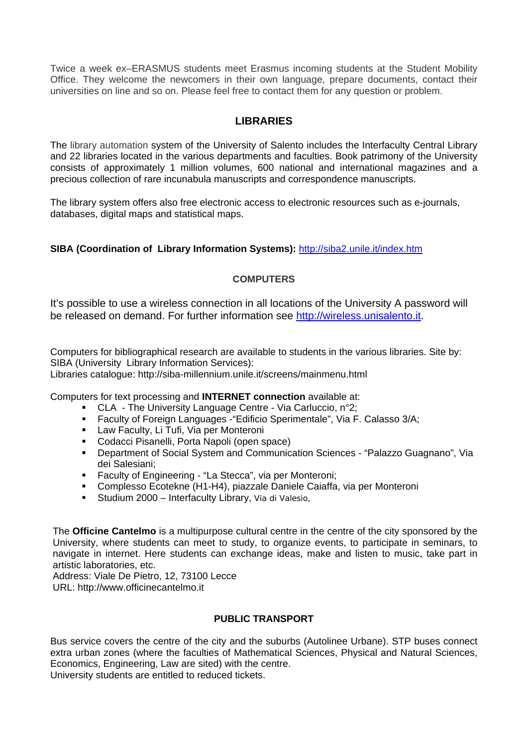Twice a week ex–ERASMUS students meet Erasmus incoming students at the Student Mobility Office. They welcome the newcomers in their own language, prepare documents, contact their universities on line and so on. Please feel free to contact them for any question or problem.

## LIBRARIES

The library automation system of the University of Salento includes the Interfaculty Central Library and 22 libraries located in the various departments and faculties. Book patrimony of the University consists of approximately 1 million volumes, 600 national and international magazines and a precious collection of rare incunabula manuscripts and correspondence manuscripts.

The library system offers also free electronic access to electronic resources such as e-journals, databases, digital maps and statistical maps.

**SIBA (Coordination of Library Information Systems):** [http://siba2.unile.it/index.htm](http://siba2.unile.it/index.htm)

## COMPUTERS

It's possible to use a wireless connection in all locations of the University A password will be released on demand. For further information see [http://wireless.unisalento.it](http://wireless.unisalento.it).

Computers for bibliographical research are available to students in the various libraries. Site by: SIBA (University Library Information Services):
Libraries catalogue: http://siba-millennium.unile.it/screens/mainmenu.html

Computers for text processing and **INTERNET connection** available at:

- CLA - The University Language Centre - Via Carluccio, n°2;
- Faculty of Foreign Languages -"Edificio Sperimentale", Via F. Calasso 3/A;
- Law Faculty, Li Tufi, Via per Monteroni
- Codacci Pisanelli, Porta Napoli (open space)
- Department of Social System and Communication Sciences - "Palazzo Guagnano", Via dei Salesiani;
- Faculty of Engineering - "La Stecca", via per Monteroni;
- Complesso Ecotekne (H1-H4), piazzale Daniele Caiaffa, via per Monteroni
- Studium 2000 – Interfaculty Library, Via di Valesio,

The **Officine Cantelmo** is a multipurpose cultural centre in the centre of the city sponsored by the University, where students can meet to study, to organize events, to participate in seminars, to navigate in internet. Here students can exchange ideas, make and listen to music, take part in artistic laboratories, etc.
Address: Viale De Pietro, 12, 73100 Lecce
URL: http://www.officinecantelmo.it

## PUBLIC TRANSPORT

Bus service covers the centre of the city and the suburbs (Autolinee Urbane). STP buses connect extra urban zones (where the faculties of Mathematical Sciences, Physical and Natural Sciences, Economics, Engineering, Law are sited) with the centre.
University students are entitled to reduced tickets.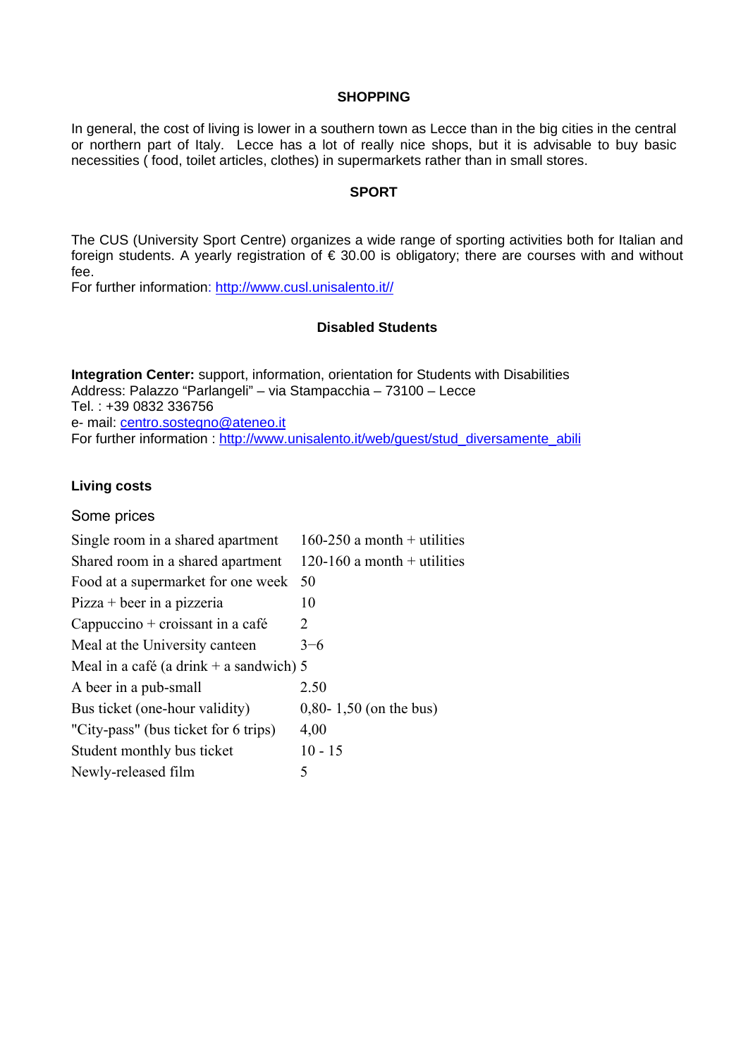## SHOPPING

In general, the cost of living is lower in a southern town as Lecce than in the big cities in the central or northern part of Italy. Lecce has a lot of really nice shops, but it is advisable to buy basic necessities ( food, toilet articles, clothes) in supermarkets rather than in small stores.

## SPORT

The CUS (University Sport Centre) organizes a wide range of sporting activities both for Italian and foreign students. A yearly registration of € 30.00 is obligatory; there are courses with and without fee.
For further information: http://www.cusl.unisalento.it//

## Disabled Students

**Integration Center:** support, information, orientation for Students with Disabilities
Address: Palazzo "Parlangeli" – via Stampacchia – 73100 – Lecce
Tel. : +39 0832 336756
e- mail: centro.sostegno@ateneo.it
For further information : http://www.unisalento.it/web/guest/stud_diversamente_abili

### Living costs

Some prices

| | |
|---|---|
| Single room in a shared apartment | 160-250 a month + utilities |
| Shared room in a shared apartment | 120-160 a month + utilities |
| Food at a supermarket for one week | 50 |
| Pizza + beer in a pizzeria | 10 |
| Cappuccino + croissant in a café | 2 |
| Meal at the University canteen | 3−6 |
| Meal in a café (a drink + a sandwich) | 5 |
| A beer in a pub-small | 2.50 |
| Bus ticket (one-hour validity) | 0,80- 1,50 (on the bus) |
| "City-pass" (bus ticket for 6 trips) | 4,00 |
| Student monthly bus ticket | 10 - 15 |
| Newly-released film | 5 |